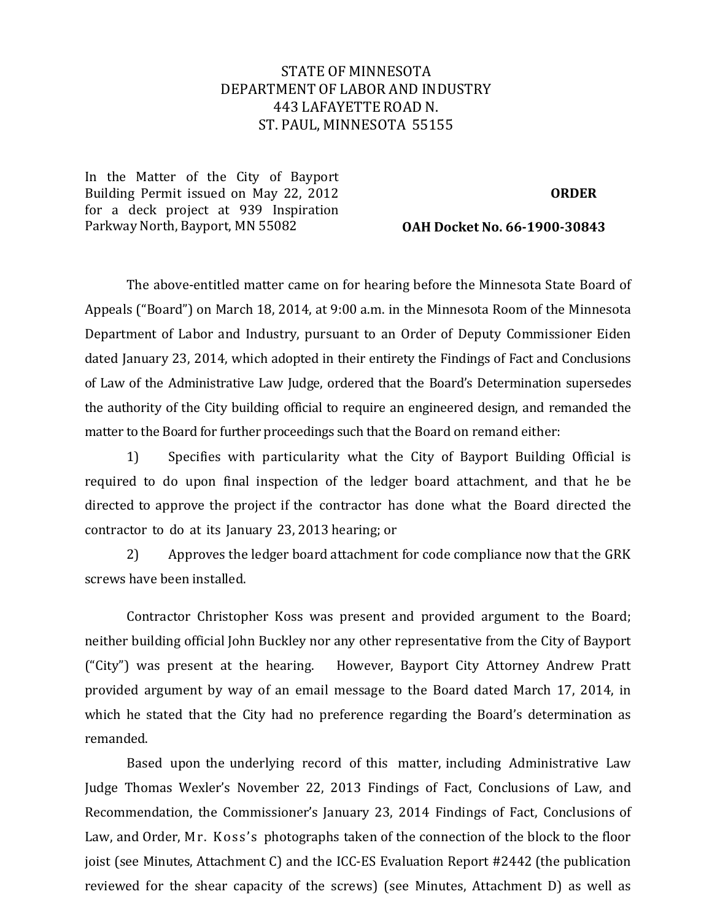STATE OF MINNESOTA
DEPARTMENT OF LABOR AND INDUSTRY
443 LAFAYETTE ROAD N.
ST. PAUL, MINNESOTA 55155

In the Matter of the City of Bayport Building Permit issued on May 22, 2012 for a deck project at 939 Inspiration Parkway North, Bayport, MN 55082

**ORDER**

**OAH Docket No. 66-1900-30843**

The above-entitled matter came on for hearing before the Minnesota State Board of Appeals ("Board") on March 18, 2014, at 9:00 a.m. in the Minnesota Room of the Minnesota Department of Labor and Industry, pursuant to an Order of Deputy Commissioner Eiden dated January 23, 2014, which adopted in their entirety the Findings of Fact and Conclusions of Law of the Administrative Law Judge, ordered that the Board's Determination supersedes the authority of the City building official to require an engineered design, and remanded the matter to the Board for further proceedings such that the Board on remand either:

1) Specifies with particularity what the City of Bayport Building Official is required to do upon final inspection of the ledger board attachment, and that he be directed to approve the project if the contractor has done what the Board directed the contractor to do at its January 23, 2013 hearing; or

2) Approves the ledger board attachment for code compliance now that the GRK screws have been installed.

Contractor Christopher Koss was present and provided argument to the Board; neither building official John Buckley nor any other representative from the City of Bayport ("City") was present at the hearing. However, Bayport City Attorney Andrew Pratt provided argument by way of an email message to the Board dated March 17, 2014, in which he stated that the City had no preference regarding the Board's determination as remanded.

Based upon the underlying record of this matter, including Administrative Law Judge Thomas Wexler's November 22, 2013 Findings of Fact, Conclusions of Law, and Recommendation, the Commissioner's January 23, 2014 Findings of Fact, Conclusions of Law, and Order, Mr. Koss's photographs taken of the connection of the block to the floor joist (see Minutes, Attachment C) and the ICC-ES Evaluation Report #2442 (the publication reviewed for the shear capacity of the screws) (see Minutes, Attachment D) as well as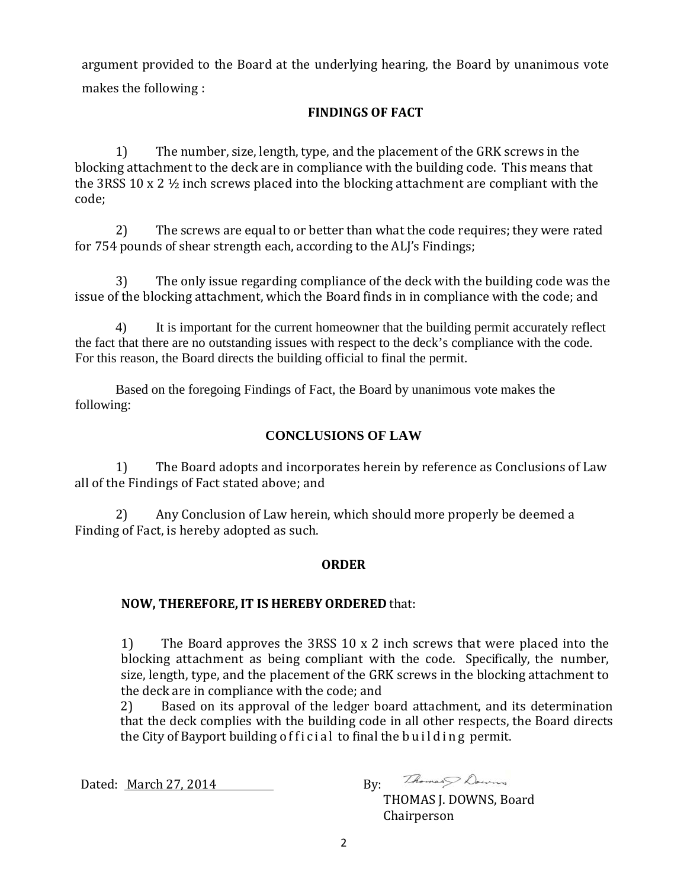argument provided to the Board at the underlying hearing, the Board by unanimous vote makes the following :

## FINDINGS OF FACT

1) The number, size, length, type, and the placement of the GRK screws in the blocking attachment to the deck are in compliance with the building code. This means that the 3RSS 10 x 2 ½ inch screws placed into the blocking attachment are compliant with the code;

2) The screws are equal to or better than what the code requires; they were rated for 754 pounds of shear strength each, according to the ALJ's Findings;

3) The only issue regarding compliance of the deck with the building code was the issue of the blocking attachment, which the Board finds in in compliance with the code; and

4) It is important for the current homeowner that the building permit accurately reflect the fact that there are no outstanding issues with respect to the deck's compliance with the code. For this reason, the Board directs the building official to final the permit.

Based on the foregoing Findings of Fact, the Board by unanimous vote makes the following:

## CONCLUSIONS OF LAW

1) The Board adopts and incorporates herein by reference as Conclusions of Law all of the Findings of Fact stated above; and

2) Any Conclusion of Law herein, which should more properly be deemed a Finding of Fact, is hereby adopted as such.

## ORDER

**NOW, THEREFORE, IT IS HEREBY ORDERED** that:

1) The Board approves the 3RSS 10 x 2 inch screws that were placed into the blocking attachment as being compliant with the code. Specifically, the number, size, length, type, and the placement of the GRK screws in the blocking attachment to the deck are in compliance with the code; and

2) Based on its approval of the ledger board attachment, and its determination that the deck complies with the building code in all other respects, the Board directs the City of Bayport building official to final the building permit.

Dated: March 27, 2014

By: Thomas J. Downs

THOMAS J. DOWNS, Board Chairperson